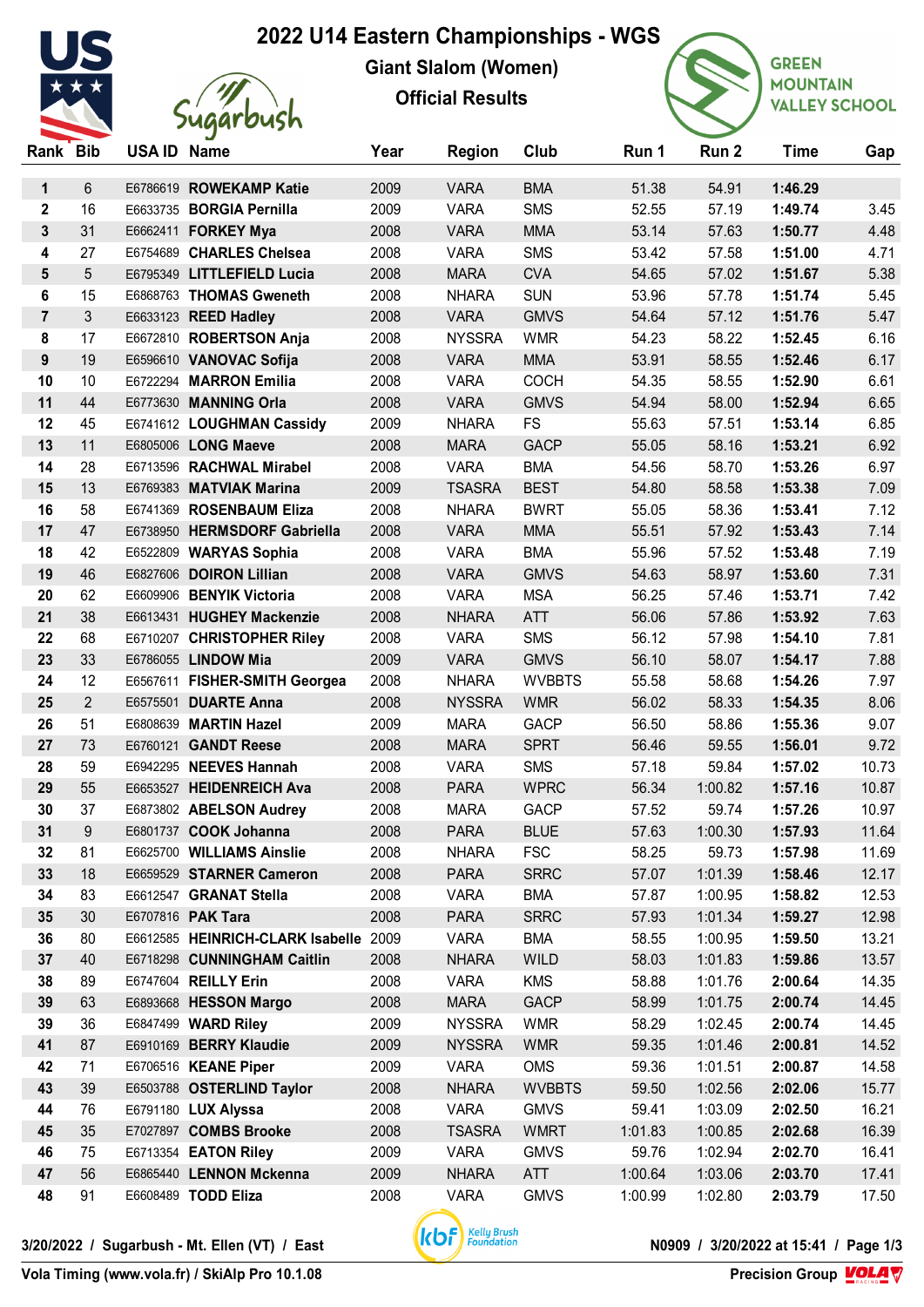# 2022 U14 Eastern Championships - WGS

## Giant Slalom (Women)

## Official Results

| Rank | Bib | USA ID | Name | Year | Region | Club | Run 1 | Run 2 | Time | Gap |
|---|---|---|---|---|---|---|---|---|---|---|
| 1 | 6 | E6786619 | **ROWEKAMP Katie** | 2009 | VARA | BMA | 51.38 | 54.91 | **1:46.29** | |
| 2 | 16 | E6633735 | **BORGIA Pernilla** | 2009 | VARA | SMS | 52.55 | 57.19 | **1:49.74** | 3.45 |
| 3 | 31 | E6662411 | **FORKEY Mya** | 2008 | VARA | MMA | 53.14 | 57.63 | **1:50.77** | 4.48 |
| 4 | 27 | E6754689 | **CHARLES Chelsea** | 2008 | VARA | SMS | 53.42 | 57.58 | **1:51.00** | 4.71 |
| 5 | 5 | E6795349 | **LITTLEFIELD Lucia** | 2008 | MARA | CVA | 54.65 | 57.02 | **1:51.67** | 5.38 |
| 6 | 15 | E6868763 | **THOMAS Gweneth** | 2008 | NHARA | SUN | 53.96 | 57.78 | **1:51.74** | 5.45 |
| 7 | 3 | E6633123 | **REED Hadley** | 2008 | VARA | GMVS | 54.64 | 57.12 | **1:51.76** | 5.47 |
| 8 | 17 | E6672810 | **ROBERTSON Anja** | 2008 | NYSSRA | WMR | 54.23 | 58.22 | **1:52.45** | 6.16 |
| 9 | 19 | E6596610 | **VANOVAC Sofija** | 2008 | VARA | MMA | 53.91 | 58.55 | **1:52.46** | 6.17 |
| 10 | 10 | E6722294 | **MARRON Emilia** | 2008 | VARA | COCH | 54.35 | 58.55 | **1:52.90** | 6.61 |
| 11 | 44 | E6773630 | **MANNING Orla** | 2008 | VARA | GMVS | 54.94 | 58.00 | **1:52.94** | 6.65 |
| 12 | 45 | E6741612 | **LOUGHMAN Cassidy** | 2009 | NHARA | FS | 55.63 | 57.51 | **1:53.14** | 6.85 |
| 13 | 11 | E6805006 | **LONG Maeve** | 2008 | MARA | GACP | 55.05 | 58.16 | **1:53.21** | 6.92 |
| 14 | 28 | E6713596 | **RACHWAL Mirabel** | 2008 | VARA | BMA | 54.56 | 58.70 | **1:53.26** | 6.97 |
| 15 | 13 | E6769383 | **MATVIAK Marina** | 2009 | TSASRA | BEST | 54.80 | 58.58 | **1:53.38** | 7.09 |
| 16 | 58 | E6741369 | **ROSENBAUM Eliza** | 2008 | NHARA | BWRT | 55.05 | 58.36 | **1:53.41** | 7.12 |
| 17 | 47 | E6738950 | **HERMSDORF Gabriella** | 2008 | VARA | MMA | 55.51 | 57.92 | **1:53.43** | 7.14 |
| 18 | 42 | E6522809 | **WARYAS Sophia** | 2008 | VARA | BMA | 55.96 | 57.52 | **1:53.48** | 7.19 |
| 19 | 46 | E6827606 | **DOIRON Lillian** | 2008 | VARA | GMVS | 54.63 | 58.97 | **1:53.60** | 7.31 |
| 20 | 62 | E6609906 | **BENYIK Victoria** | 2008 | VARA | MSA | 56.25 | 57.46 | **1:53.71** | 7.42 |
| 21 | 38 | E6613431 | **HUGHEY Mackenzie** | 2008 | NHARA | ATT | 56.06 | 57.86 | **1:53.92** | 7.63 |
| 22 | 68 | E6710207 | **CHRISTOPHER Riley** | 2008 | VARA | SMS | 56.12 | 57.98 | **1:54.10** | 7.81 |
| 23 | 33 | E6786055 | **LINDOW Mia** | 2009 | VARA | GMVS | 56.10 | 58.07 | **1:54.17** | 7.88 |
| 24 | 12 | E6567611 | **FISHER-SMITH Georgea** | 2008 | NHARA | WVBBTS | 55.58 | 58.68 | **1:54.26** | 7.97 |
| 25 | 2 | E6575501 | **DUARTE Anna** | 2008 | NYSSRA | WMR | 56.02 | 58.33 | **1:54.35** | 8.06 |
| 26 | 51 | E6808639 | **MARTIN Hazel** | 2009 | MARA | GACP | 56.50 | 58.86 | **1:55.36** | 9.07 |
| 27 | 73 | E6760121 | **GANDT Reese** | 2008 | MARA | SPRT | 56.46 | 59.55 | **1:56.01** | 9.72 |
| 28 | 59 | E6942295 | **NEEVES Hannah** | 2008 | VARA | SMS | 57.18 | 59.84 | **1:57.02** | 10.73 |
| 29 | 55 | E6653527 | **HEIDENREICH Ava** | 2008 | PARA | WPRC | 56.34 | 1:00.82 | **1:57.16** | 10.87 |
| 30 | 37 | E6873802 | **ABELSON Audrey** | 2008 | MARA | GACP | 57.52 | 59.74 | **1:57.26** | 10.97 |
| 31 | 9 | E6801737 | **COOK Johanna** | 2008 | PARA | BLUE | 57.63 | 1:00.30 | **1:57.93** | 11.64 |
| 32 | 81 | E6625700 | **WILLIAMS Ainslie** | 2008 | NHARA | FSC | 58.25 | 59.73 | **1:57.98** | 11.69 |
| 33 | 18 | E6659529 | **STARNER Cameron** | 2008 | PARA | SRRC | 57.07 | 1:01.39 | **1:58.46** | 12.17 |
| 34 | 83 | E6612547 | **GRANAT Stella** | 2008 | VARA | BMA | 57.87 | 1:00.95 | **1:58.82** | 12.53 |
| 35 | 30 | E6707816 | **PAK Tara** | 2008 | PARA | SRRC | 57.93 | 1:01.34 | **1:59.27** | 12.98 |
| 36 | 80 | E6612585 | **HEINRICH-CLARK Isabelle** | 2009 | VARA | BMA | 58.55 | 1:00.95 | **1:59.50** | 13.21 |
| 37 | 40 | E6718298 | **CUNNINGHAM Caitlin** | 2008 | NHARA | WILD | 58.03 | 1:01.83 | **1:59.86** | 13.57 |
| 38 | 89 | E6747604 | **REILLY Erin** | 2008 | VARA | KMS | 58.88 | 1:01.76 | **2:00.64** | 14.35 |
| 39 | 63 | E6893668 | **HESSON Margo** | 2008 | MARA | GACP | 58.99 | 1:01.75 | **2:00.74** | 14.45 |
| 39 | 36 | E6847499 | **WARD Riley** | 2009 | NYSSRA | WMR | 58.29 | 1:02.45 | **2:00.74** | 14.45 |
| 41 | 87 | E6910169 | **BERRY Klaudie** | 2009 | NYSSRA | WMR | 59.35 | 1:01.46 | **2:00.81** | 14.52 |
| 42 | 71 | E6706516 | **KEANE Piper** | 2009 | VARA | OMS | 59.36 | 1:01.51 | **2:00.87** | 14.58 |
| 43 | 39 | E6503788 | **OSTERLIND Taylor** | 2008 | NHARA | WVBBTS | 59.50 | 1:02.56 | **2:02.06** | 15.77 |
| 44 | 76 | E6791180 | **LUX Alyssa** | 2008 | VARA | GMVS | 59.41 | 1:03.09 | **2:02.50** | 16.21 |
| 45 | 35 | E7027897 | **COMBS Brooke** | 2008 | TSASRA | WMRT | 1:01.83 | 1:00.85 | **2:02.68** | 16.39 |
| 46 | 75 | E6713354 | **EATON Riley** | 2009 | VARA | GMVS | 59.76 | 1:02.94 | **2:02.70** | 16.41 |
| 47 | 56 | E6865440 | **LENNON Mckenna** | 2009 | NHARA | ATT | 1:00.64 | 1:03.06 | **2:03.70** | 17.41 |
| 48 | 91 | E6608489 | **TODD Eliza** | 2008 | VARA | GMVS | 1:00.99 | 1:02.80 | **2:03.79** | 17.50 |

3/20/2022 / Sugarbush - Mt. Ellen (VT) / East

N0909 / 3/20/2022 at 15:41

Vola Timing (www.vola.fr) / SkiAlp Pro 10.1.08

Precision Group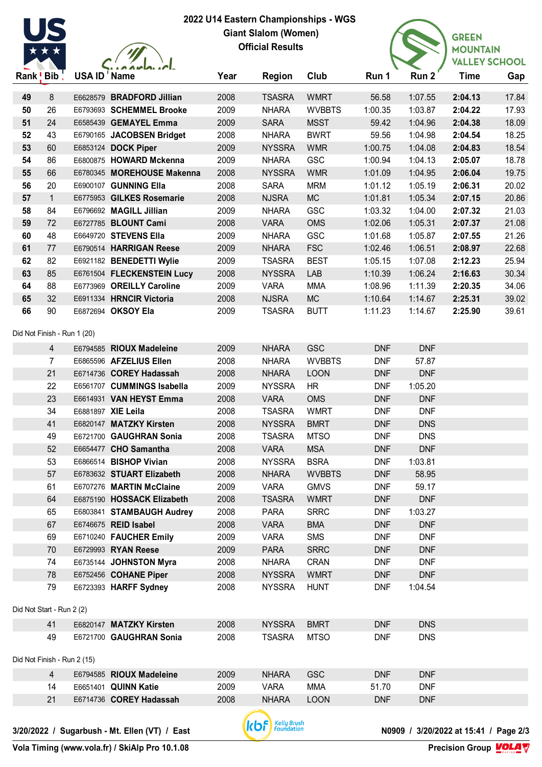# 2022 U14 Eastern Championships - WGS

## Giant Slalom (Women)

## Official Results

| Rank | Bib | USA ID | Name | Year | Region | Club | Run 1 | Run 2 | Time | Gap |
|---|---|---|---|---|---|---|---|---|---|---|
| 49 | 8 | E6628579 | **BRADFORD Jillian** | 2008 | TSASRA | WMRT | 56.58 | 1:07.55 | **2:04.13** | 17.84 |
| 50 | 26 | E6793693 | **SCHEMMEL Brooke** | 2009 | NHARA | WVBBTS | 1:00.35 | 1:03.87 | **2:04.22** | 17.93 |
| 51 | 24 | E6585439 | **GEMAYEL Emma** | 2009 | SARA | MSST | 59.42 | 1:04.96 | **2:04.38** | 18.09 |
| 52 | 43 | E6790165 | **JACOBSEN Bridget** | 2008 | NHARA | BWRT | 59.56 | 1:04.98 | **2:04.54** | 18.25 |
| 53 | 60 | E6853124 | **DOCK Piper** | 2009 | NYSSRA | WMR | 1:00.75 | 1:04.08 | **2:04.83** | 18.54 |
| 54 | 86 | E6800875 | **HOWARD Mckenna** | 2009 | NHARA | GSC | 1:00.94 | 1:04.13 | **2:05.07** | 18.78 |
| 55 | 66 | E6780345 | **MOREHOUSE Makenna** | 2008 | NYSSRA | WMR | 1:01.09 | 1:04.95 | **2:06.04** | 19.75 |
| 56 | 20 | E6900107 | **GUNNING Ella** | 2008 | SARA | MRM | 1:01.12 | 1:05.19 | **2:06.31** | 20.02 |
| 57 | 1 | E6775953 | **GILKES Rosemarie** | 2008 | NJSRA | MC | 1:01.81 | 1:05.34 | **2:07.15** | 20.86 |
| 58 | 84 | E6796692 | **MAGILL Jillian** | 2009 | NHARA | GSC | 1:03.32 | 1:04.00 | **2:07.32** | 21.03 |
| 59 | 72 | E6727785 | **BLOUNT Cami** | 2008 | VARA | OMS | 1:02.06 | 1:05.31 | **2:07.37** | 21.08 |
| 60 | 48 | E6649720 | **STEVENS Ella** | 2009 | NHARA | GSC | 1:01.68 | 1:05.87 | **2:07.55** | 21.26 |
| 61 | 77 | E6790514 | **HARRIGAN Reese** | 2009 | NHARA | FSC | 1:02.46 | 1:06.51 | **2:08.97** | 22.68 |
| 62 | 82 | E6921182 | **BENEDETTI Wylie** | 2009 | TSASRA | BEST | 1:05.15 | 1:07.08 | **2:12.23** | 25.94 |
| 63 | 85 | E6761504 | **FLECKENSTEIN Lucy** | 2008 | NYSSRA | LAB | 1:10.39 | 1:06.24 | **2:16.63** | 30.34 |
| 64 | 88 | E6773969 | **OREILLY Caroline** | 2009 | VARA | MMA | 1:08.96 | 1:11.39 | **2:20.35** | 34.06 |
| 65 | 32 | E6911334 | **HRNCIR Victoria** | 2008 | NJSRA | MC | 1:10.64 | 1:14.67 | **2:25.31** | 39.02 |
| 66 | 90 | E6872694 | **OKSOY Ela** | 2009 | TSASRA | BUTT | 1:11.23 | 1:14.67 | **2:25.90** | 39.61 |

Did Not Finish - Run 1 (20)

| Rank | Bib | USA ID | Name | Year | Region | Club | Run 1 | Run 2 | Time | Gap |
|---|---|---|---|---|---|---|---|---|---|---|
| | 4 | E6794585 | **RIOUX Madeleine** | 2009 | NHARA | GSC | DNF | DNF | | |
| | 7 | E6865596 | **AFZELIUS Ellen** | 2008 | NHARA | WVBBTS | DNF | 57.87 | | |
| | 21 | E6714736 | **COREY Hadassah** | 2008 | NHARA | LOON | DNF | DNF | | |
| | 22 | E6561707 | **CUMMINGS Isabella** | 2009 | NYSSRA | HR | DNF | 1:05.20 | | |
| | 23 | E6614931 | **VAN HEYST Emma** | 2008 | VARA | OMS | DNF | DNF | | |
| | 34 | E6881897 | **XIE Leila** | 2008 | TSASRA | WMRT | DNF | DNF | | |
| | 41 | E6820147 | **MATZKY Kirsten** | 2008 | NYSSRA | BMRT | DNF | DNS | | |
| | 49 | E6721700 | **GAUGHRAN Sonia** | 2008 | TSASRA | MTSO | DNF | DNS | | |
| | 52 | E6654477 | **CHO Samantha** | 2008 | VARA | MSA | DNF | DNF | | |
| | 53 | E6866514 | **BISHOP Vivian** | 2008 | NYSSRA | BSRA | DNF | 1:03.81 | | |
| | 57 | E6783632 | **STUART Elizabeth** | 2008 | NHARA | WVBBTS | DNF | 58.95 | | |
| | 61 | E6707276 | **MARTIN McClaine** | 2009 | VARA | GMVS | DNF | 59.17 | | |
| | 64 | E6875190 | **HOSSACK Elizabeth** | 2008 | TSASRA | WMRT | DNF | DNF | | |
| | 65 | E6803841 | **STAMBAUGH Audrey** | 2008 | PARA | SRRC | DNF | 1:03.27 | | |
| | 67 | E6746675 | **REID Isabel** | 2008 | VARA | BMA | DNF | DNF | | |
| | 69 | E6710240 | **FAUCHER Emily** | 2009 | VARA | SMS | DNF | DNF | | |
| | 70 | E6729993 | **RYAN Reese** | 2009 | PARA | SRRC | DNF | DNF | | |
| | 74 | E6735144 | **JOHNSTON Myra** | 2008 | NHARA | CRAN | DNF | DNF | | |
| | 78 | E6752456 | **COHANE Piper** | 2008 | NYSSRA | WMRT | DNF | DNF | | |
| | 79 | E6723393 | **HARFF Sydney** | 2008 | NYSSRA | HUNT | DNF | 1:04.54 | | |

Did Not Start - Run 2 (2)

| Rank | Bib | USA ID | Name | Year | Region | Club | Run 1 | Run 2 | Time | Gap |
|---|---|---|---|---|---|---|---|---|---|---|
| | 41 | E6820147 | **MATZKY Kirsten** | 2008 | NYSSRA | BMRT | DNF | DNS | | |
| | 49 | E6721700 | **GAUGHRAN Sonia** | 2008 | TSASRA | MTSO | DNF | DNS | | |

Did Not Finish - Run 2 (15)

| Rank | Bib | USA ID | Name | Year | Region | Club | Run 1 | Run 2 | Time | Gap |
|---|---|---|---|---|---|---|---|---|---|---|
| | 4 | E6794585 | **RIOUX Madeleine** | 2009 | NHARA | GSC | DNF | DNF | | |
| | 14 | E6651401 | **QUINN Katie** | 2009 | VARA | MMA | 51.70 | DNF | | |
| | 21 | E6714736 | **COREY Hadassah** | 2008 | NHARA | LOON | DNF | DNF | | |

3/20/2022 / Sugarbush - Mt. Ellen (VT) / East

N0909 / 3/20/2022 at 15:41

Vola Timing (www.vola.fr) / SkiAlp Pro 10.1.08

Precision Group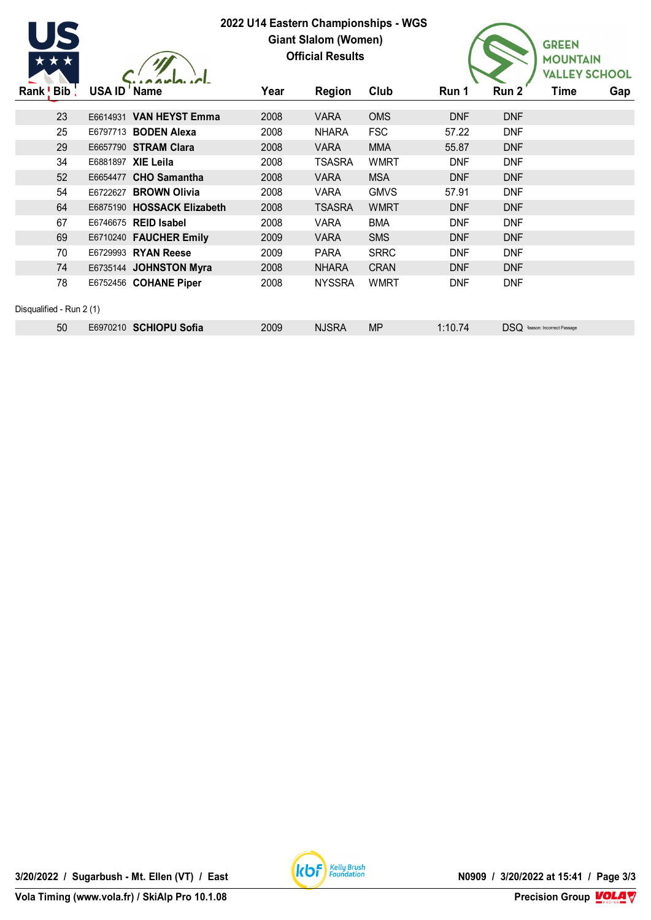# 2022 U14 Eastern Championships - WGS

## Giant Slalom (Women)

### Official Results

| Rank | Bib | USA ID | Name | Year | Region | Club | Run 1 | Run 2 | Time | Gap |
|---|---|---|---|---|---|---|---|---|---|---|
| | 23 | E6614931 | **VAN HEYST Emma** | 2008 | VARA | OMS | DNF | DNF | | |
| | 25 | E6797713 | **BODEN Alexa** | 2008 | NHARA | FSC | 57.22 | DNF | | |
| | 29 | E6657790 | **STRAM Clara** | 2008 | VARA | MMA | 55.87 | DNF | | |
| | 34 | E6881897 | **XIE Leila** | 2008 | TSASRA | WMRT | DNF | DNF | | |
| | 52 | E6654477 | **CHO Samantha** | 2008 | VARA | MSA | DNF | DNF | | |
| | 54 | E6722627 | **BROWN Olivia** | 2008 | VARA | GMVS | 57.91 | DNF | | |
| | 64 | E6875190 | **HOSSACK Elizabeth** | 2008 | TSASRA | WMRT | DNF | DNF | | |
| | 67 | E6746675 | **REID Isabel** | 2008 | VARA | BMA | DNF | DNF | | |
| | 69 | E6710240 | **FAUCHER Emily** | 2009 | VARA | SMS | DNF | DNF | | |
| | 70 | E6729993 | **RYAN Reese** | 2009 | PARA | SRRC | DNF | DNF | | |
| | 74 | E6735144 | **JOHNSTON Myra** | 2008 | NHARA | CRAN | DNF | DNF | | |
| | 78 | E6752456 | **COHANE Piper** | 2008 | NYSSRA | WMRT | DNF | DNF | | |

Disqualified - Run 2 (1)

| Rank | Bib | USA ID | Name | Year | Region | Club | Run 1 | Run 2 | Time | Gap |
|---|---|---|---|---|---|---|---|---|---|---|
| | 50 | E6970210 | **SCHIOPU Sofia** | 2009 | NJSRA | MP | 1:10.74 | DSQ Reason: Incorrect Passage | | |

3/20/2022 / Sugarbush - Mt. Ellen (VT) / East

N0909 / 3/20/2022 at 15:41

Vola Timing (www.vola.fr) / SkiAlp Pro 10.1.08

Precision Group